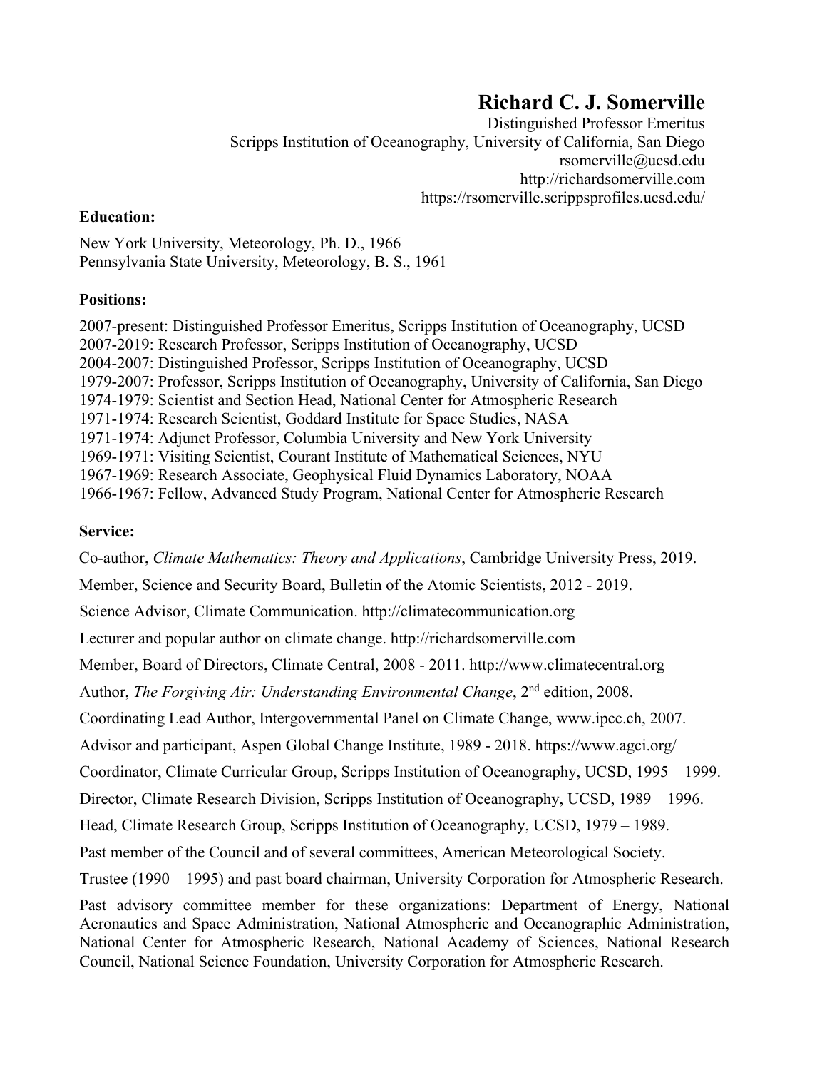# Richard C. J. Somerville

Distinguished Professor Emeritus
Scripps Institution of Oceanography, University of California, San Diego
rsomerville@ucsd.edu
http://richardsomerville.com
https://rsomerville.scrippsprofiles.ucsd.edu/

**Education:**

New York University, Meteorology, Ph. D., 1966
Pennsylvania State University, Meteorology, B. S., 1961

**Positions:**

2007-present: Distinguished Professor Emeritus, Scripps Institution of Oceanography, UCSD
2007-2019: Research Professor, Scripps Institution of Oceanography, UCSD
2004-2007: Distinguished Professor, Scripps Institution of Oceanography, UCSD
1979-2007: Professor, Scripps Institution of Oceanography, University of California, San Diego
1974-1979: Scientist and Section Head, National Center for Atmospheric Research
1971-1974: Research Scientist, Goddard Institute for Space Studies, NASA
1971-1974: Adjunct Professor, Columbia University and New York University
1969-1971: Visiting Scientist, Courant Institute of Mathematical Sciences, NYU
1967-1969: Research Associate, Geophysical Fluid Dynamics Laboratory, NOAA
1966-1967: Fellow, Advanced Study Program, National Center for Atmospheric Research

**Service:**

Co-author, *Climate Mathematics: Theory and Applications*, Cambridge University Press, 2019.

Member, Science and Security Board, Bulletin of the Atomic Scientists, 2012 - 2019.

Science Advisor, Climate Communication. http://climatecommunication.org

Lecturer and popular author on climate change. http://richardsomerville.com

Member, Board of Directors, Climate Central, 2008 - 2011. http://www.climatecentral.org

Author, *The Forgiving Air: Understanding Environmental Change*, 2nd edition, 2008.

Coordinating Lead Author, Intergovernmental Panel on Climate Change, www.ipcc.ch, 2007.

Advisor and participant, Aspen Global Change Institute, 1989 - 2018. https://www.agci.org/

Coordinator, Climate Curricular Group, Scripps Institution of Oceanography, UCSD, 1995 – 1999.

Director, Climate Research Division, Scripps Institution of Oceanography, UCSD, 1989 – 1996.

Head, Climate Research Group, Scripps Institution of Oceanography, UCSD, 1979 – 1989.

Past member of the Council and of several committees, American Meteorological Society.

Trustee (1990 – 1995) and past board chairman, University Corporation for Atmospheric Research.

Past advisory committee member for these organizations: Department of Energy, National Aeronautics and Space Administration, National Atmospheric and Oceanographic Administration, National Center for Atmospheric Research, National Academy of Sciences, National Research Council, National Science Foundation, University Corporation for Atmospheric Research.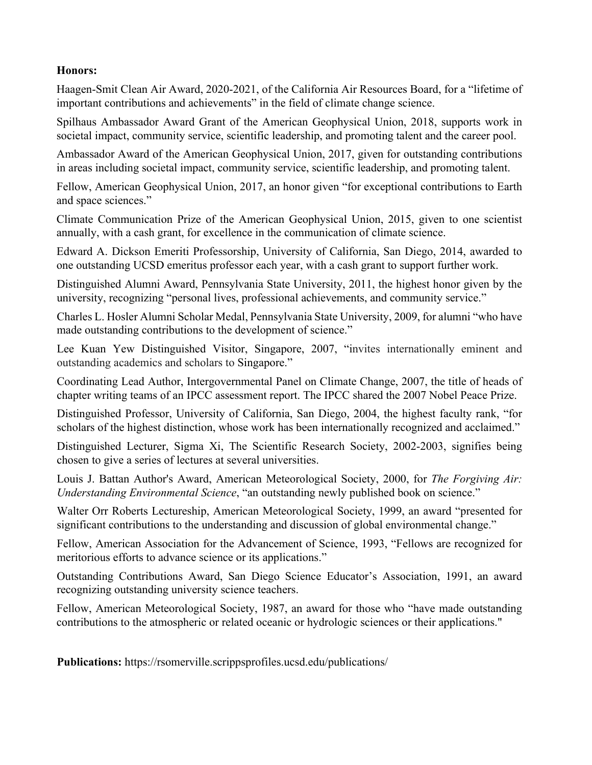**Honors:**

Haagen-Smit Clean Air Award, 2020-2021, of the California Air Resources Board, for a "lifetime of important contributions and achievements" in the field of climate change science.

Spilhaus Ambassador Award Grant of the American Geophysical Union, 2018, supports work in societal impact, community service, scientific leadership, and promoting talent and the career pool.

Ambassador Award of the American Geophysical Union, 2017, given for outstanding contributions in areas including societal impact, community service, scientific leadership, and promoting talent.

Fellow, American Geophysical Union, 2017, an honor given "for exceptional contributions to Earth and space sciences."

Climate Communication Prize of the American Geophysical Union, 2015, given to one scientist annually, with a cash grant, for excellence in the communication of climate science.

Edward A. Dickson Emeriti Professorship, University of California, San Diego, 2014, awarded to one outstanding UCSD emeritus professor each year, with a cash grant to support further work.

Distinguished Alumni Award, Pennsylvania State University, 2011, the highest honor given by the university, recognizing "personal lives, professional achievements, and community service."

Charles L. Hosler Alumni Scholar Medal, Pennsylvania State University, 2009, for alumni "who have made outstanding contributions to the development of science."

Lee Kuan Yew Distinguished Visitor, Singapore, 2007, "invites internationally eminent and outstanding academics and scholars to Singapore."

Coordinating Lead Author, Intergovernmental Panel on Climate Change, 2007, the title of heads of chapter writing teams of an IPCC assessment report. The IPCC shared the 2007 Nobel Peace Prize.

Distinguished Professor, University of California, San Diego, 2004, the highest faculty rank, "for scholars of the highest distinction, whose work has been internationally recognized and acclaimed."

Distinguished Lecturer, Sigma Xi, The Scientific Research Society, 2002-2003, signifies being chosen to give a series of lectures at several universities.

Louis J. Battan Author's Award, American Meteorological Society, 2000, for *The Forgiving Air: Understanding Environmental Science*, "an outstanding newly published book on science."

Walter Orr Roberts Lectureship, American Meteorological Society, 1999, an award "presented for significant contributions to the understanding and discussion of global environmental change."

Fellow, American Association for the Advancement of Science, 1993, "Fellows are recognized for meritorious efforts to advance science or its applications."

Outstanding Contributions Award, San Diego Science Educator's Association, 1991, an award recognizing outstanding university science teachers.

Fellow, American Meteorological Society, 1987, an award for those who "have made outstanding contributions to the atmospheric or related oceanic or hydrologic sciences or their applications."

**Publications:** https://rsomerville.scrippsprofiles.ucsd.edu/publications/